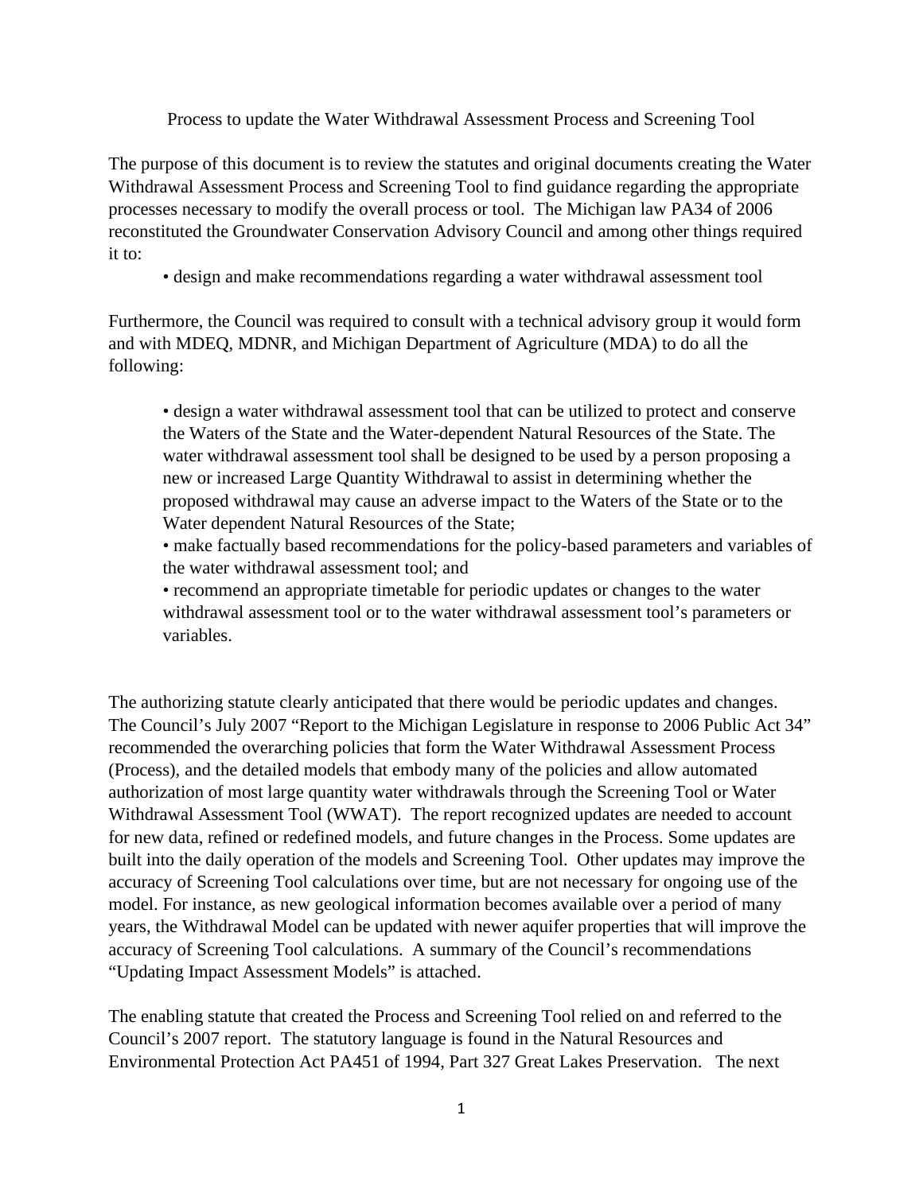# Process to update the Water Withdrawal Assessment Process and Screening Tool

The purpose of this document is to review the statutes and original documents creating the Water Withdrawal Assessment Process and Screening Tool to find guidance regarding the appropriate processes necessary to modify the overall process or tool. The Michigan law PA34 of 2006 reconstituted the Groundwater Conservation Advisory Council and among other things required it to:

- design and make recommendations regarding a water withdrawal assessment tool

Furthermore, the Council was required to consult with a technical advisory group it would form and with MDEQ, MDNR, and Michigan Department of Agriculture (MDA) to do all the following:

- design a water withdrawal assessment tool that can be utilized to protect and conserve the Waters of the State and the Water-dependent Natural Resources of the State. The water withdrawal assessment tool shall be designed to be used by a person proposing a new or increased Large Quantity Withdrawal to assist in determining whether the proposed withdrawal may cause an adverse impact to the Waters of the State or to the Water dependent Natural Resources of the State;
- make factually based recommendations for the policy-based parameters and variables of the water withdrawal assessment tool; and
- recommend an appropriate timetable for periodic updates or changes to the water withdrawal assessment tool or to the water withdrawal assessment tool's parameters or variables.

The authorizing statute clearly anticipated that there would be periodic updates and changes. The Council's July 2007 "Report to the Michigan Legislature in response to 2006 Public Act 34" recommended the overarching policies that form the Water Withdrawal Assessment Process (Process), and the detailed models that embody many of the policies and allow automated authorization of most large quantity water withdrawals through the Screening Tool or Water Withdrawal Assessment Tool (WWAT). The report recognized updates are needed to account for new data, refined or redefined models, and future changes in the Process. Some updates are built into the daily operation of the models and Screening Tool. Other updates may improve the accuracy of Screening Tool calculations over time, but are not necessary for ongoing use of the model. For instance, as new geological information becomes available over a period of many years, the Withdrawal Model can be updated with newer aquifer properties that will improve the accuracy of Screening Tool calculations. A summary of the Council's recommendations "Updating Impact Assessment Models" is attached.

The enabling statute that created the Process and Screening Tool relied on and referred to the Council's 2007 report. The statutory language is found in the Natural Resources and Environmental Protection Act PA451 of 1994, Part 327 Great Lakes Preservation. The next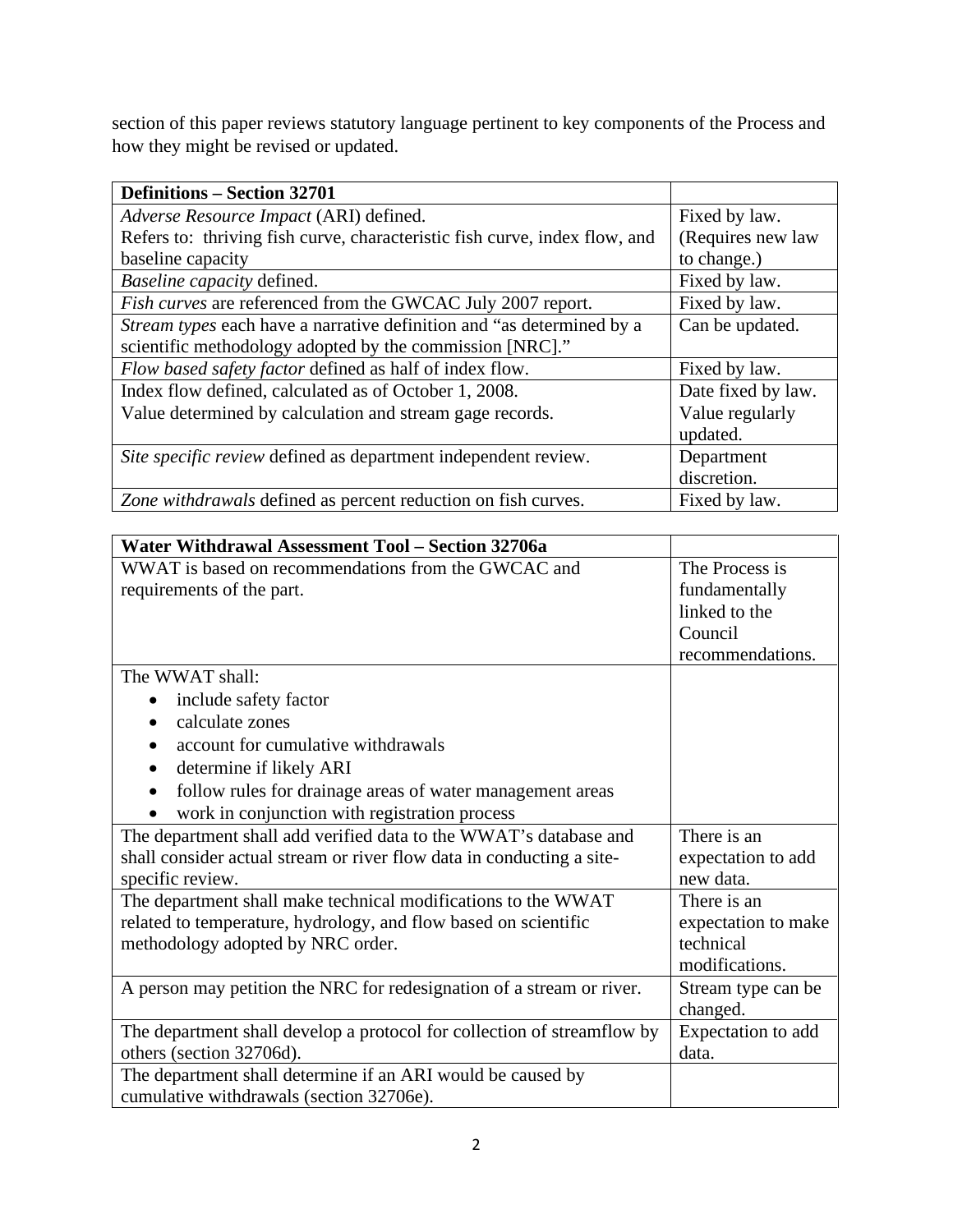section of this paper reviews statutory language pertinent to key components of the Process and how they might be revised or updated.

| **Definitions – Section 32701** | |
|---|---|
| *Adverse Resource Impact* (ARI) defined. Refers to: thriving fish curve, characteristic fish curve, index flow, and baseline capacity | Fixed by law. (Requires new law to change.) |
| *Baseline capacity* defined. | Fixed by law. |
| *Fish curves* are referenced from the GWCAC July 2007 report. | Fixed by law. |
| *Stream types* each have a narrative definition and "as determined by a scientific methodology adopted by the commission [NRC]." | Can be updated. |
| *Flow based safety factor* defined as half of index flow. | Fixed by law. |
| Index flow defined, calculated as of October 1, 2008. Value determined by calculation and stream gage records. | Date fixed by law. Value regularly updated. |
| *Site specific review* defined as department independent review. | Department discretion. |
| *Zone withdrawals* defined as percent reduction on fish curves. | Fixed by law. |

| **Water Withdrawal Assessment Tool – Section 32706a** | |
|---|---|
| WWAT is based on recommendations from the GWCAC and requirements of the part. | The Process is fundamentally linked to the Council recommendations. |
| The WWAT shall: <br>• include safety factor <br>• calculate zones <br>• account for cumulative withdrawals <br>• determine if likely ARI <br>• follow rules for drainage areas of water management areas <br>• work in conjunction with registration process | |
| The department shall add verified data to the WWAT's database and shall consider actual stream or river flow data in conducting a site-specific review. | There is an expectation to add new data. |
| The department shall make technical modifications to the WWAT related to temperature, hydrology, and flow based on scientific methodology adopted by NRC order. | There is an expectation to make technical modifications. |
| A person may petition the NRC for redesignation of a stream or river. | Stream type can be changed. |
| The department shall develop a protocol for collection of streamflow by others (section 32706d). | Expectation to add data. |
| The department shall determine if an ARI would be caused by cumulative withdrawals (section 32706e). | |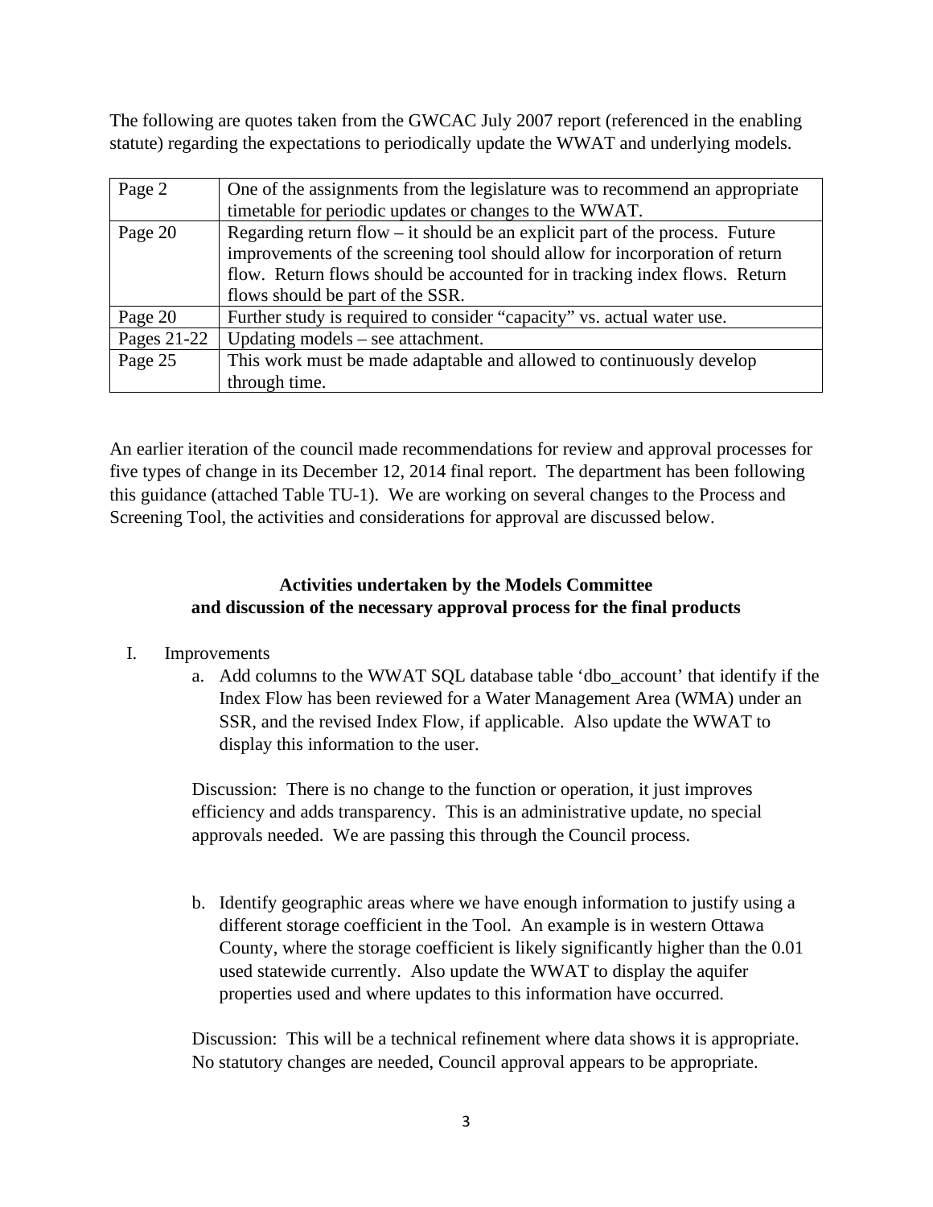The following are quotes taken from the GWCAC July 2007 report (referenced in the enabling statute) regarding the expectations to periodically update the WWAT and underlying models.

| | |
|---|---|
| Page 2 | One of the assignments from the legislature was to recommend an appropriate timetable for periodic updates or changes to the WWAT. |
| Page 20 | Regarding return flow – it should be an explicit part of the process. Future improvements of the screening tool should allow for incorporation of return flow. Return flows should be accounted for in tracking index flows. Return flows should be part of the SSR. |
| Page 20 | Further study is required to consider "capacity" vs. actual water use. |
| Pages 21-22 | Updating models – see attachment. |
| Page 25 | This work must be made adaptable and allowed to continuously develop through time. |

An earlier iteration of the council made recommendations for review and approval processes for five types of change in its December 12, 2014 final report. The department has been following this guidance (attached Table TU-1). We are working on several changes to the Process and Screening Tool, the activities and considerations for approval are discussed below.

**Activities undertaken by the Models Committee and discussion of the necessary approval process for the final products**

I. Improvements

a. Add columns to the WWAT SQL database table 'dbo_account' that identify if the Index Flow has been reviewed for a Water Management Area (WMA) under an SSR, and the revised Index Flow, if applicable. Also update the WWAT to display this information to the user.

Discussion: There is no change to the function or operation, it just improves efficiency and adds transparency. This is an administrative update, no special approvals needed. We are passing this through the Council process.

b. Identify geographic areas where we have enough information to justify using a different storage coefficient in the Tool. An example is in western Ottawa County, where the storage coefficient is likely significantly higher than the 0.01 used statewide currently. Also update the WWAT to display the aquifer properties used and where updates to this information have occurred.

Discussion: This will be a technical refinement where data shows it is appropriate. No statutory changes are needed, Council approval appears to be appropriate.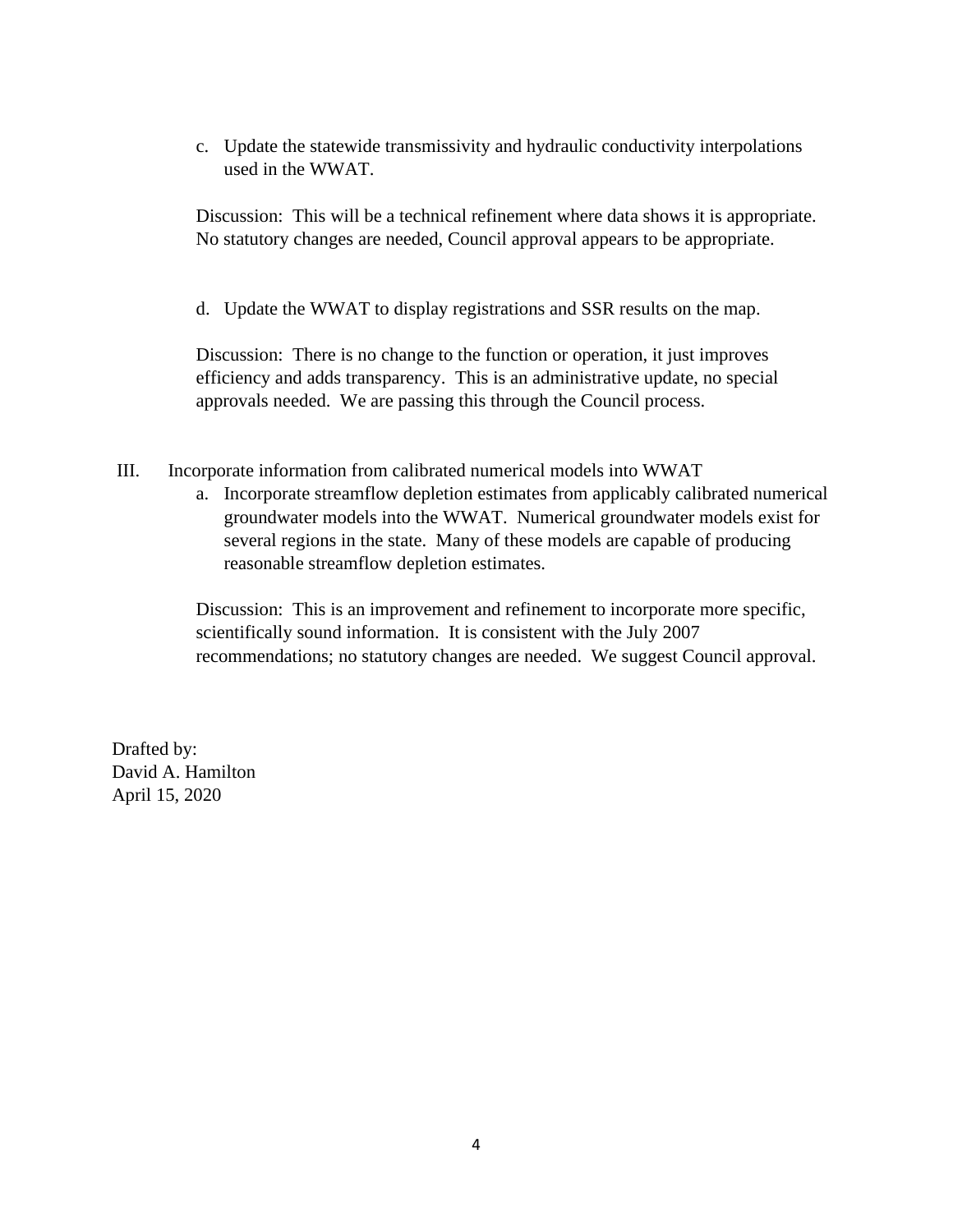c. Update the statewide transmissivity and hydraulic conductivity interpolations used in the WWAT.

Discussion: This will be a technical refinement where data shows it is appropriate. No statutory changes are needed, Council approval appears to be appropriate.

d. Update the WWAT to display registrations and SSR results on the map.

Discussion: There is no change to the function or operation, it just improves efficiency and adds transparency. This is an administrative update, no special approvals needed. We are passing this through the Council process.

III. Incorporate information from calibrated numerical models into WWAT

a. Incorporate streamflow depletion estimates from applicably calibrated numerical groundwater models into the WWAT. Numerical groundwater models exist for several regions in the state. Many of these models are capable of producing reasonable streamflow depletion estimates.

Discussion: This is an improvement and refinement to incorporate more specific, scientifically sound information. It is consistent with the July 2007 recommendations; no statutory changes are needed. We suggest Council approval.

Drafted by:
David A. Hamilton
April 15, 2020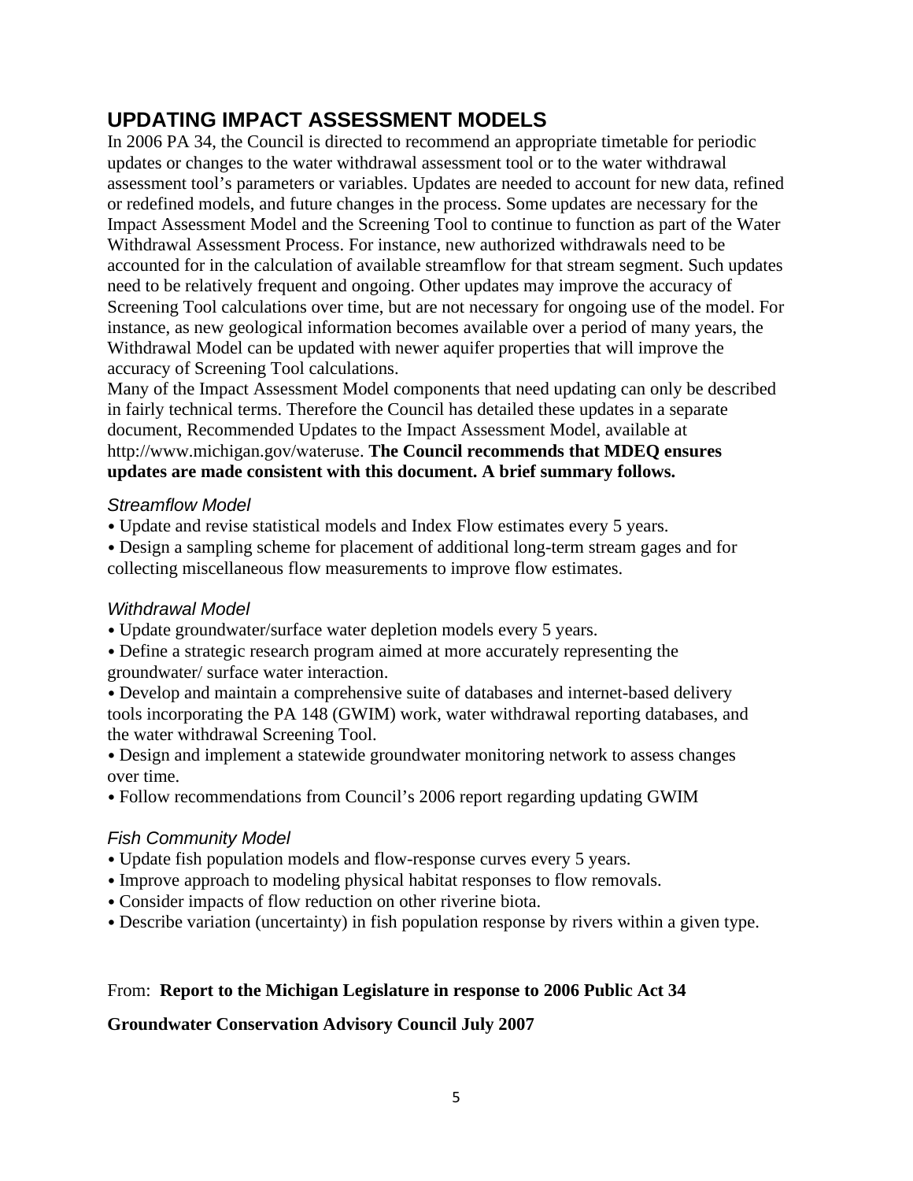## UPDATING IMPACT ASSESSMENT MODELS

In 2006 PA 34, the Council is directed to recommend an appropriate timetable for periodic updates or changes to the water withdrawal assessment tool or to the water withdrawal assessment tool's parameters or variables. Updates are needed to account for new data, refined or redefined models, and future changes in the process. Some updates are necessary for the Impact Assessment Model and the Screening Tool to continue to function as part of the Water Withdrawal Assessment Process. For instance, new authorized withdrawals need to be accounted for in the calculation of available streamflow for that stream segment. Such updates need to be relatively frequent and ongoing. Other updates may improve the accuracy of Screening Tool calculations over time, but are not necessary for ongoing use of the model. For instance, as new geological information becomes available over a period of many years, the Withdrawal Model can be updated with newer aquifer properties that will improve the accuracy of Screening Tool calculations.

Many of the Impact Assessment Model components that need updating can only be described in fairly technical terms. Therefore the Council has detailed these updates in a separate document, Recommended Updates to the Impact Assessment Model, available at http://www.michigan.gov/wateruse. **The Council recommends that MDEQ ensures updates are made consistent with this document. A brief summary follows.**

### *Streamflow Model*

- Update and revise statistical models and Index Flow estimates every 5 years.
- Design a sampling scheme for placement of additional long-term stream gages and for collecting miscellaneous flow measurements to improve flow estimates.

### *Withdrawal Model*

- Update groundwater/surface water depletion models every 5 years.
- Define a strategic research program aimed at more accurately representing the groundwater/ surface water interaction.
- Develop and maintain a comprehensive suite of databases and internet-based delivery tools incorporating the PA 148 (GWIM) work, water withdrawal reporting databases, and the water withdrawal Screening Tool.
- Design and implement a statewide groundwater monitoring network to assess changes over time.
- Follow recommendations from Council's 2006 report regarding updating GWIM

### *Fish Community Model*

- Update fish population models and flow-response curves every 5 years.
- Improve approach to modeling physical habitat responses to flow removals.
- Consider impacts of flow reduction on other riverine biota.
- Describe variation (uncertainty) in fish population response by rivers within a given type.

From: **Report to the Michigan Legislature in response to 2006 Public Act 34**

**Groundwater Conservation Advisory Council July 2007**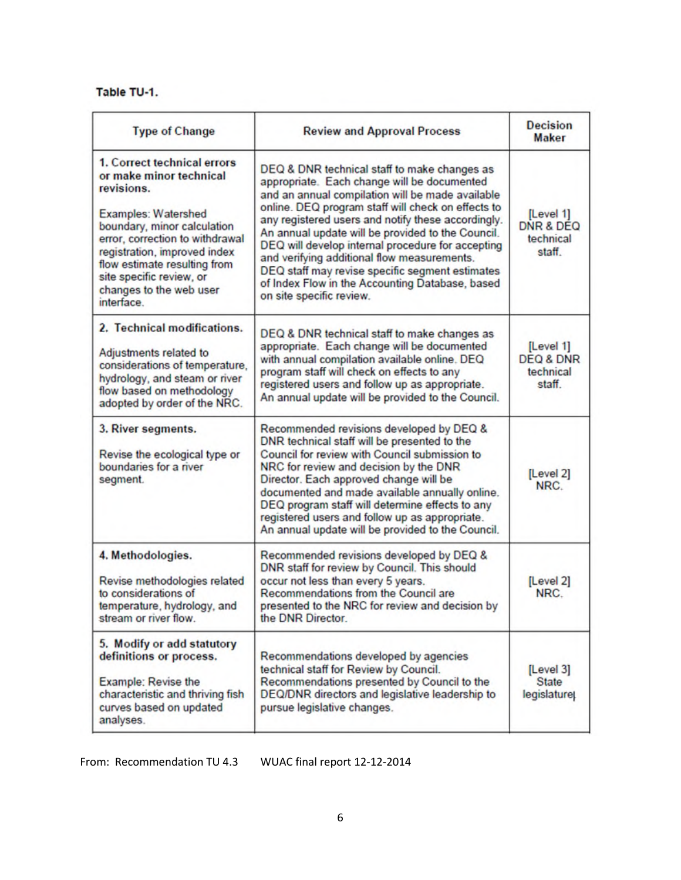**Table TU-1.**

| Type of Change | Review and Approval Process | Decision Maker |
|---|---|---|
| **1. Correct technical errors or make minor technical revisions.**<br><br>Examples: Watershed boundary, minor calculation error, correction to withdrawal registration, improved index flow estimate resulting from site specific review, or changes to the web user interface. | DEQ & DNR technical staff to make changes as appropriate. Each change will be documented and an annual compilation will be made available online. DEQ program staff will check on effects to any registered users and notify these accordingly. An annual update will be provided to the Council. DEQ will develop internal procedure for accepting and verifying additional flow measurements. DEQ staff may revise specific segment estimates of Index Flow in the Accounting Database, based on site specific review. | [Level 1] DNR & DEQ technical staff. |
| **2. Technical modifications.**<br><br>Adjustments related to considerations of temperature, hydrology, and steam or river flow based on methodology adopted by order of the NRC. | DEQ & DNR technical staff to make changes as appropriate. Each change will be documented with annual compilation available online. DEQ program staff will check on effects to any registered users and follow up as appropriate. An annual update will be provided to the Council. | [Level 1] DEQ & DNR technical staff. |
| **3. River segments.**<br><br>Revise the ecological type or boundaries for a river segment. | Recommended revisions developed by DEQ & DNR technical staff will be presented to the Council for review with Council submission to NRC for review and decision by the DNR Director. Each approved change will be documented and made available annually online. DEQ program staff will determine effects to any registered users and follow up as appropriate. An annual update will be provided to the Council. | [Level 2] NRC. |
| **4. Methodologies.**<br><br>Revise methodologies related to considerations of temperature, hydrology, and stream or river flow. | Recommended revisions developed by DEQ & DNR staff for review by Council. This should occur not less than every 5 years. Recommendations from the Council are presented to the NRC for review and decision by the DNR Director. | [Level 2] NRC. |
| **5. Modify or add statutory definitions or process.**<br><br>Example: Revise the characteristic and thriving fish curves based on updated analyses. | Recommendations developed by agencies technical staff for Review by Council. Recommendations presented by Council to the DEQ/DNR directors and legislative leadership to pursue legislative changes. | [Level 3] State legislature |

From: Recommendation TU 4.3 WUAC final report 12-12-2014